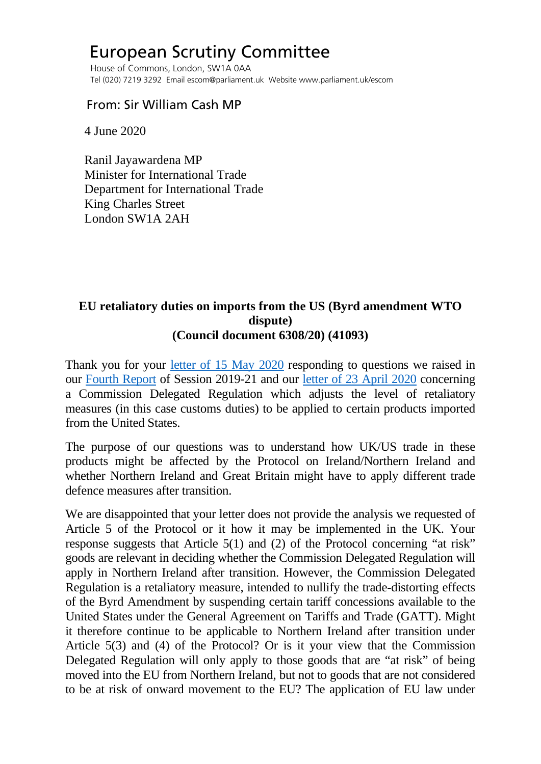# European Scrutiny Committee

House of Commons, London, SW1A 0AA
Tel (020) 7219 3292 Email escom@parliament.uk Website www.parliament.uk/escom

From: Sir William Cash MP

4 June 2020

Ranil Jayawardena MP
Minister for International Trade
Department for International Trade
King Charles Street
London SW1A 2AH

**EU retaliatory duties on imports from the US (Byrd amendment WTO dispute)**
**(Council document 6308/20) (41093)**

Thank you for your [letter of 15 May 2020](#) responding to questions we raised in our [Fourth Report](#) of Session 2019-21 and our [letter of 23 April 2020](#) concerning a Commission Delegated Regulation which adjusts the level of retaliatory measures (in this case customs duties) to be applied to certain products imported from the United States.

The purpose of our questions was to understand how UK/US trade in these products might be affected by the Protocol on Ireland/Northern Ireland and whether Northern Ireland and Great Britain might have to apply different trade defence measures after transition.

We are disappointed that your letter does not provide the analysis we requested of Article 5 of the Protocol or it how it may be implemented in the UK. Your response suggests that Article 5(1) and (2) of the Protocol concerning "at risk" goods are relevant in deciding whether the Commission Delegated Regulation will apply in Northern Ireland after transition. However, the Commission Delegated Regulation is a retaliatory measure, intended to nullify the trade-distorting effects of the Byrd Amendment by suspending certain tariff concessions available to the United States under the General Agreement on Tariffs and Trade (GATT). Might it therefore continue to be applicable to Northern Ireland after transition under Article 5(3) and (4) of the Protocol? Or is it your view that the Commission Delegated Regulation will only apply to those goods that are "at risk" of being moved into the EU from Northern Ireland, but not to goods that are not considered to be at risk of onward movement to the EU? The application of EU law under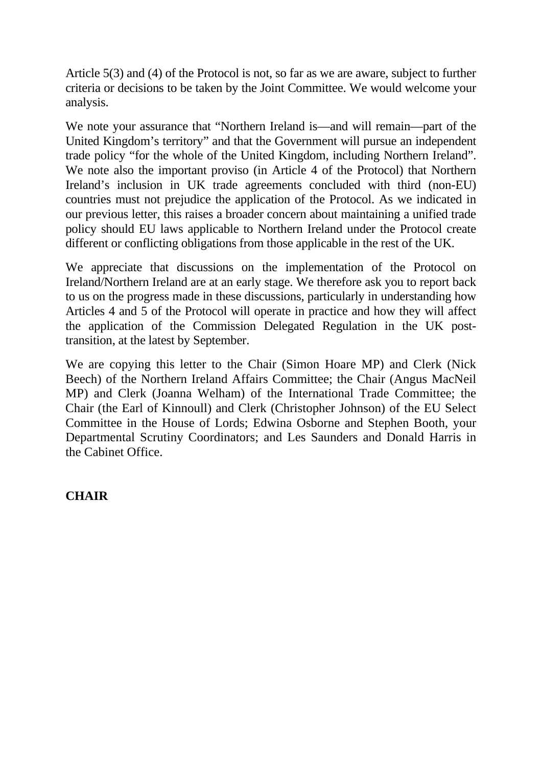Article 5(3) and (4) of the Protocol is not, so far as we are aware, subject to further criteria or decisions to be taken by the Joint Committee. We would welcome your analysis.

We note your assurance that "Northern Ireland is—and will remain—part of the United Kingdom's territory" and that the Government will pursue an independent trade policy "for the whole of the United Kingdom, including Northern Ireland". We note also the important proviso (in Article 4 of the Protocol) that Northern Ireland's inclusion in UK trade agreements concluded with third (non-EU) countries must not prejudice the application of the Protocol. As we indicated in our previous letter, this raises a broader concern about maintaining a unified trade policy should EU laws applicable to Northern Ireland under the Protocol create different or conflicting obligations from those applicable in the rest of the UK.

We appreciate that discussions on the implementation of the Protocol on Ireland/Northern Ireland are at an early stage. We therefore ask you to report back to us on the progress made in these discussions, particularly in understanding how Articles 4 and 5 of the Protocol will operate in practice and how they will affect the application of the Commission Delegated Regulation in the UK post-transition, at the latest by September.

We are copying this letter to the Chair (Simon Hoare MP) and Clerk (Nick Beech) of the Northern Ireland Affairs Committee; the Chair (Angus MacNeil MP) and Clerk (Joanna Welham) of the International Trade Committee; the Chair (the Earl of Kinnoull) and Clerk (Christopher Johnson) of the EU Select Committee in the House of Lords; Edwina Osborne and Stephen Booth, your Departmental Scrutiny Coordinators; and Les Saunders and Donald Harris in the Cabinet Office.

**CHAIR**